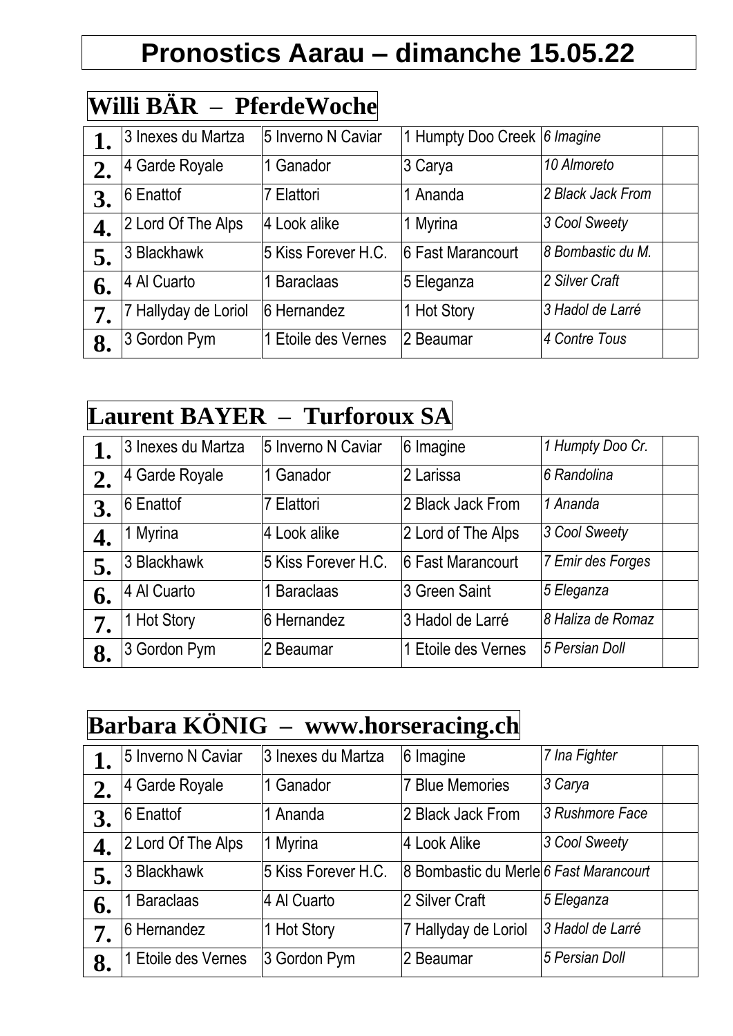# Pronostics Aarau – dimanche 15.05.22

## Willi BÄR – PferdeWoche

| | | | | | |
|---|---|---|---|---|---|
| **1.** | 3 Inexes du Martza | 5 Inverno N Caviar | 1 Humpty Doo Creek | *6 Imagine* | |
| **2.** | 4 Garde Royale | 1 Ganador | 3 Carya | *10 Almoreto* | |
| **3.** | 6 Enattof | 7 Elattori | 1 Ananda | *2 Black Jack From* | |
| **4.** | 2 Lord Of The Alps | 4 Look alike | 1 Myrina | *3 Cool Sweety* | |
| **5.** | 3 Blackhawk | 5 Kiss Forever H.C. | 6 Fast Marancourt | *8 Bombastic du M.* | |
| **6.** | 4 Al Cuarto | 1 Baraclaas | 5 Eleganza | *2 Silver Craft* | |
| **7.** | 7 Hallyday de Loriol | 6 Hernandez | 1 Hot Story | *3 Hadol de Larré* | |
| **8.** | 3 Gordon Pym | 1 Etoile des Vernes | 2 Beaumar | *4 Contre Tous* | |

## Laurent BAYER – Turforoux SA

| | | | | | |
|---|---|---|---|---|---|
| **1.** | 3 Inexes du Martza | 5 Inverno N Caviar | 6 Imagine | *1 Humpty Doo Cr.* | |
| **2.** | 4 Garde Royale | 1 Ganador | 2 Larissa | *6 Randolina* | |
| **3.** | 6 Enattof | 7 Elattori | 2 Black Jack From | *1 Ananda* | |
| **4.** | 1 Myrina | 4 Look alike | 2 Lord of The Alps | *3 Cool Sweety* | |
| **5.** | 3 Blackhawk | 5 Kiss Forever H.C. | 6 Fast Marancourt | *7 Emir des Forges* | |
| **6.** | 4 Al Cuarto | 1 Baraclaas | 3 Green Saint | *5 Eleganza* | |
| **7.** | 1 Hot Story | 6 Hernandez | 3 Hadol de Larré | *8 Haliza de Romaz* | |
| **8.** | 3 Gordon Pym | 2 Beaumar | 1 Etoile des Vernes | *5 Persian Doll* | |

## Barbara KÖNIG – www.horseracing.ch

| | | | | | |
|---|---|---|---|---|---|
| **1.** | 5 Inverno N Caviar | 3 Inexes du Martza | 6 Imagine | *7 Ina Fighter* | |
| **2.** | 4 Garde Royale | 1 Ganador | 7 Blue Memories | *3 Carya* | |
| **3.** | 6 Enattof | 1 Ananda | 2 Black Jack From | *3 Rushmore Face* | |
| **4.** | 2 Lord Of The Alps | 1 Myrina | 4 Look Alike | *3 Cool Sweety* | |
| **5.** | 3 Blackhawk | 5 Kiss Forever H.C. | 8 Bombastic du Merle | *6 Fast Marancourt* | |
| **6.** | 1 Baraclaas | 4 Al Cuarto | 2 Silver Craft | *5 Eleganza* | |
| **7.** | 6 Hernandez | 1 Hot Story | 7 Hallyday de Loriol | *3 Hadol de Larré* | |
| **8.** | 1 Etoile des Vernes | 3 Gordon Pym | 2 Beaumar | *5 Persian Doll* | |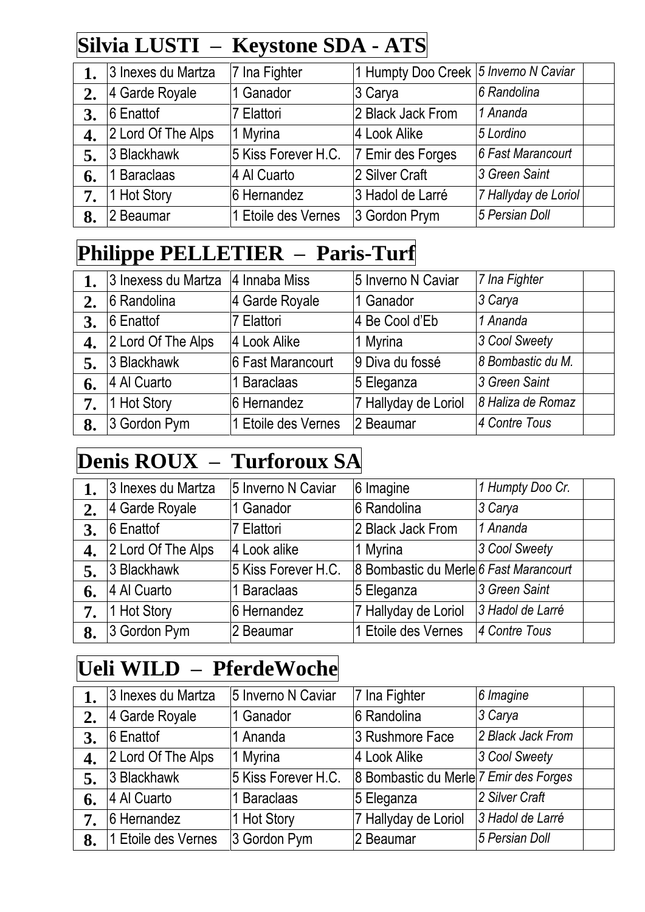## Silvia LUSTI – Keystone SDA - ATS

| | | | | | |
|---|---|---|---|---|---|
| **1.** | 3 Inexes du Martza | 7 Ina Fighter | 1 Humpty Doo Creek | *5 Inverno N Caviar* | |
| **2.** | 4 Garde Royale | 1 Ganador | 3 Carya | *6 Randolina* | |
| **3.** | 6 Enattof | 7 Elattori | 2 Black Jack From | *1 Ananda* | |
| **4.** | 2 Lord Of The Alps | 1 Myrina | 4 Look Alike | *5 Lordino* | |
| **5.** | 3 Blackhawk | 5 Kiss Forever H.C. | 7 Emir des Forges | *6 Fast Marancourt* | |
| **6.** | 1 Baraclaas | 4 Al Cuarto | 2 Silver Craft | *3 Green Saint* | |
| **7.** | 1 Hot Story | 6 Hernandez | 3 Hadol de Larré | *7 Hallyday de Loriol* | |
| **8.** | 2 Beaumar | 1 Etoile des Vernes | 3 Gordon Prym | *5 Persian Doll* | |

## Philippe PELLETIER – Paris-Turf

| | | | | | |
|---|---|---|---|---|---|
| **1.** | 3 Inexess du Martza | 4 Innaba Miss | 5 Inverno N Caviar | *7 Ina Fighter* | |
| **2.** | 6 Randolina | 4 Garde Royale | 1 Ganador | *3 Carya* | |
| **3.** | 6 Enattof | 7 Elattori | 4 Be Cool d'Eb | *1 Ananda* | |
| **4.** | 2 Lord Of The Alps | 4 Look Alike | 1 Myrina | *3 Cool Sweety* | |
| **5.** | 3 Blackhawk | 6 Fast Marancourt | 9 Diva du fossé | *8 Bombastic du M.* | |
| **6.** | 4 Al Cuarto | 1 Baraclaas | 5 Eleganza | *3 Green Saint* | |
| **7.** | 1 Hot Story | 6 Hernandez | 7 Hallyday de Loriol | *8 Haliza de Romaz* | |
| **8.** | 3 Gordon Pym | 1 Etoile des Vernes | 2 Beaumar | *4 Contre Tous* | |

## Denis ROUX – Turforoux SA

| | | | | | |
|---|---|---|---|---|---|
| **1.** | 3 Inexes du Martza | 5 Inverno N Caviar | 6 Imagine | *1 Humpty Doo Cr.* | |
| **2.** | 4 Garde Royale | 1 Ganador | 6 Randolina | *3 Carya* | |
| **3.** | 6 Enattof | 7 Elattori | 2 Black Jack From | *1 Ananda* | |
| **4.** | 2 Lord Of The Alps | 4 Look alike | 1 Myrina | *3 Cool Sweety* | |
| **5.** | 3 Blackhawk | 5 Kiss Forever H.C. | 8 Bombastic du Merle | *6 Fast Marancourt* | |
| **6.** | 4 Al Cuarto | 1 Baraclaas | 5 Eleganza | *3 Green Saint* | |
| **7.** | 1 Hot Story | 6 Hernandez | 7 Hallyday de Loriol | *3 Hadol de Larré* | |
| **8.** | 3 Gordon Pym | 2 Beaumar | 1 Etoile des Vernes | *4 Contre Tous* | |

## Ueli WILD – PferdeWoche

| | | | | | |
|---|---|---|---|---|---|
| **1.** | 3 Inexes du Martza | 5 Inverno N Caviar | 7 Ina Fighter | *6 Imagine* | |
| **2.** | 4 Garde Royale | 1 Ganador | 6 Randolina | *3 Carya* | |
| **3.** | 6 Enattof | 1 Ananda | 3 Rushmore Face | *2 Black Jack From* | |
| **4.** | 2 Lord Of The Alps | 1 Myrina | 4 Look Alike | *3 Cool Sweety* | |
| **5.** | 3 Blackhawk | 5 Kiss Forever H.C. | 8 Bombastic du Merle | *7 Emir des Forges* | |
| **6.** | 4 Al Cuarto | 1 Baraclaas | 5 Eleganza | *2 Silver Craft* | |
| **7.** | 6 Hernandez | 1 Hot Story | 7 Hallyday de Loriol | *3 Hadol de Larré* | |
| **8.** | 1 Etoile des Vernes | 3 Gordon Pym | 2 Beaumar | *5 Persian Doll* | |